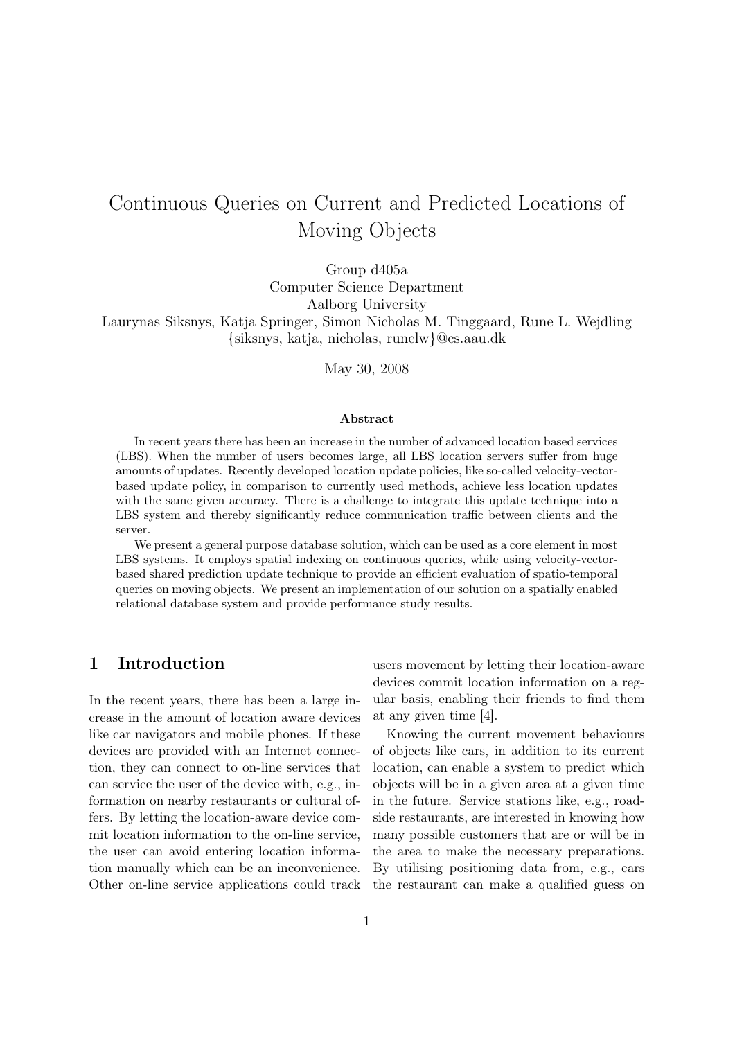# Continuous Queries on Current and Predicted Locations of Moving Objects

Group d405a
Computer Science Department
Aalborg University
Laurynas Siksnys, Katja Springer, Simon Nicholas M. Tinggaard, Rune L. Wejdling
{siksnys, katja, nicholas, runelw}@cs.aau.dk

May 30, 2008

### Abstract

In recent years there has been an increase in the number of advanced location based services (LBS). When the number of users becomes large, all LBS location servers suffer from huge amounts of updates. Recently developed location update policies, like so-called velocity-vector-based update policy, in comparison to currently used methods, achieve less location updates with the same given accuracy. There is a challenge to integrate this update technique into a LBS system and thereby significantly reduce communication traffic between clients and the server.

We present a general purpose database solution, which can be used as a core element in most LBS systems. It employs spatial indexing on continuous queries, while using velocity-vector-based shared prediction update technique to provide an efficient evaluation of spatio-temporal queries on moving objects. We present an implementation of our solution on a spatially enabled relational database system and provide performance study results.

## 1 Introduction

In the recent years, there has been a large increase in the amount of location aware devices like car navigators and mobile phones. If these devices are provided with an Internet connection, they can connect to on-line services that can service the user of the device with, e.g., information on nearby restaurants or cultural offers. By letting the location-aware device commit location information to the on-line service, the user can avoid entering location information manually which can be an inconvenience. Other on-line service applications could track users movement by letting their location-aware devices commit location information on a regular basis, enabling their friends to find them at any given time [4].

Knowing the current movement behaviours of objects like cars, in addition to its current location, can enable a system to predict which objects will be in a given area at a given time in the future. Service stations like, e.g., roadside restaurants, are interested in knowing how many possible customers that are or will be in the area to make the necessary preparations. By utilising positioning data from, e.g., cars the restaurant can make a qualified guess on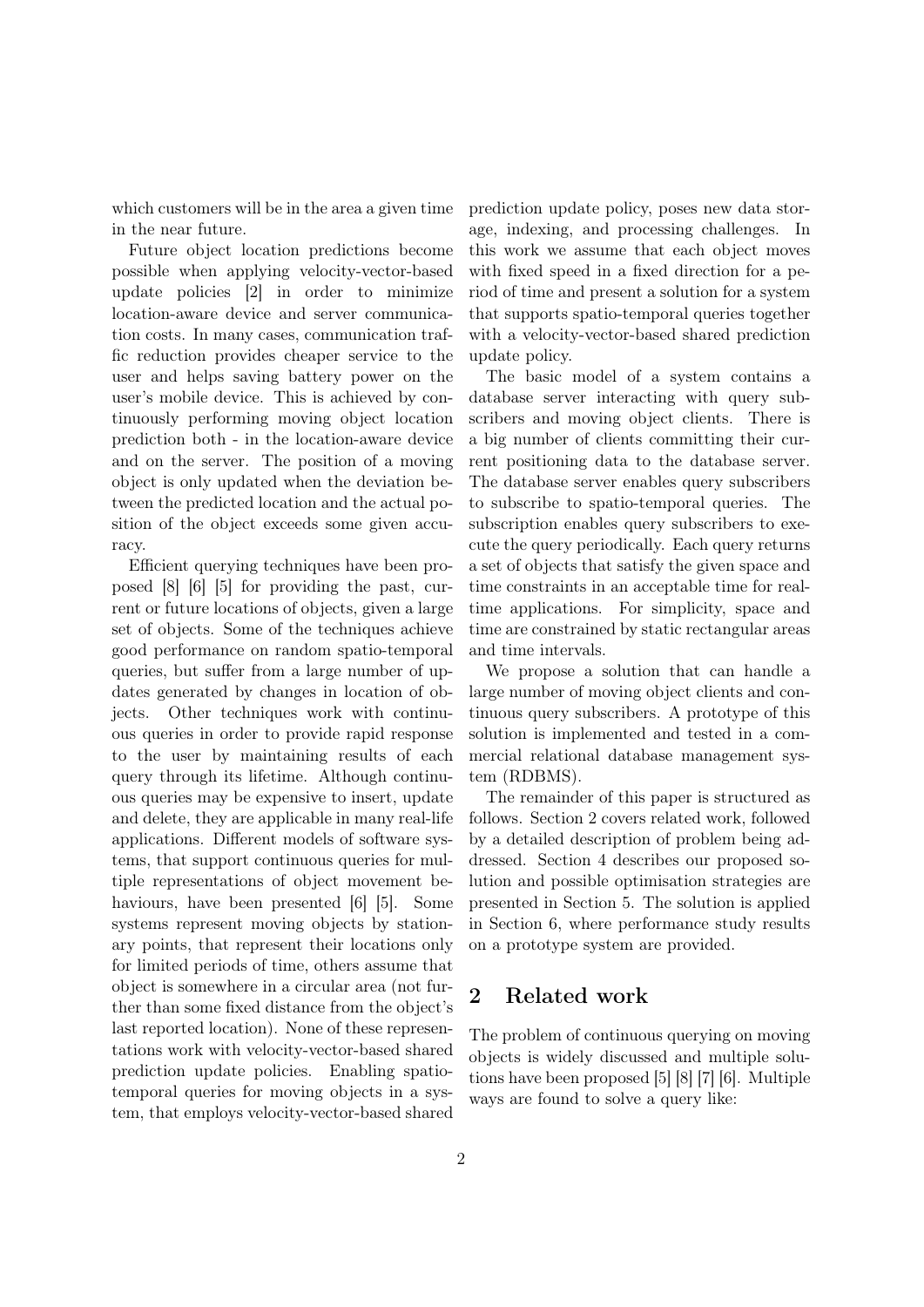which customers will be in the area a given time in the near future.

Future object location predictions become possible when applying velocity-vector-based update policies [2] in order to minimize location-aware device and server communication costs. In many cases, communication traffic reduction provides cheaper service to the user and helps saving battery power on the user's mobile device. This is achieved by continuously performing moving object location prediction both - in the location-aware device and on the server. The position of a moving object is only updated when the deviation between the predicted location and the actual position of the object exceeds some given accuracy.

Efficient querying techniques have been proposed [8] [6] [5] for providing the past, current or future locations of objects, given a large set of objects. Some of the techniques achieve good performance on random spatio-temporal queries, but suffer from a large number of updates generated by changes in location of objects. Other techniques work with continuous queries in order to provide rapid response to the user by maintaining results of each query through its lifetime. Although continuous queries may be expensive to insert, update and delete, they are applicable in many real-life applications. Different models of software systems, that support continuous queries for multiple representations of object movement behaviours, have been presented [6] [5]. Some systems represent moving objects by stationary points, that represent their locations only for limited periods of time, others assume that object is somewhere in a circular area (not further than some fixed distance from the object's last reported location). None of these representations work with velocity-vector-based shared prediction update policies. Enabling spatio-temporal queries for moving objects in a system, that employs velocity-vector-based shared prediction update policy, poses new data storage, indexing, and processing challenges. In this work we assume that each object moves with fixed speed in a fixed direction for a period of time and present a solution for a system that supports spatio-temporal queries together with a velocity-vector-based shared prediction update policy.

The basic model of a system contains a database server interacting with query subscribers and moving object clients. There is a big number of clients committing their current positioning data to the database server. The database server enables query subscribers to subscribe to spatio-temporal queries. The subscription enables query subscribers to execute the query periodically. Each query returns a set of objects that satisfy the given space and time constraints in an acceptable time for real-time applications. For simplicity, space and time are constrained by static rectangular areas and time intervals.

We propose a solution that can handle a large number of moving object clients and continuous query subscribers. A prototype of this solution is implemented and tested in a commercial relational database management system (RDBMS).

The remainder of this paper is structured as follows. Section 2 covers related work, followed by a detailed description of problem being addressed. Section 4 describes our proposed solution and possible optimisation strategies are presented in Section 5. The solution is applied in Section 6, where performance study results on a prototype system are provided.

## 2 Related work

The problem of continuous querying on moving objects is widely discussed and multiple solutions have been proposed [5] [8] [7] [6]. Multiple ways are found to solve a query like: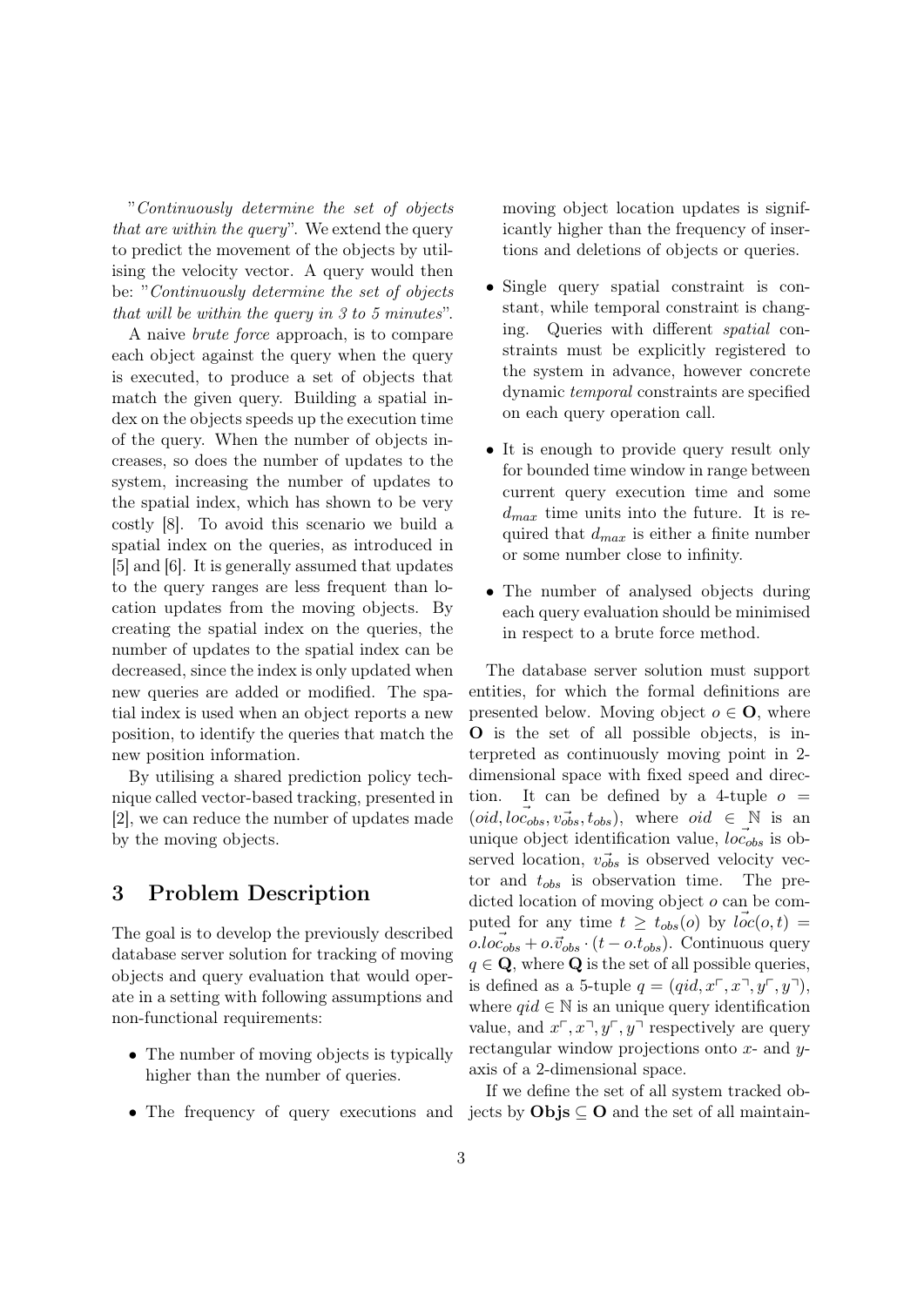"*Continuously determine the set of objects that are within the query*". We extend the query to predict the movement of the objects by utilising the velocity vector. A query would then be: "*Continuously determine the set of objects that will be within the query in 3 to 5 minutes*".

A naive *brute force* approach, is to compare each object against the query when the query is executed, to produce a set of objects that match the given query. Building a spatial index on the objects speeds up the execution time of the query. When the number of objects increases, so does the number of updates to the system, increasing the number of updates to the spatial index, which has shown to be very costly [8]. To avoid this scenario we build a spatial index on the queries, as introduced in [5] and [6]. It is generally assumed that updates to the query ranges are less frequent than location updates from the moving objects. By creating the spatial index on the queries, the number of updates to the spatial index can be decreased, since the index is only updated when new queries are added or modified. The spatial index is used when an object reports a new position, to identify the queries that match the new position information.

By utilising a shared prediction policy technique called vector-based tracking, presented in [2], we can reduce the number of updates made by the moving objects.

## 3 Problem Description

The goal is to develop the previously described database server solution for tracking of moving objects and query evaluation that would operate in a setting with following assumptions and non-functional requirements:

- The number of moving objects is typically higher than the number of queries.
- The frequency of query executions and moving object location updates is significantly higher than the frequency of insertions and deletions of objects or queries.
- Single query spatial constraint is constant, while temporal constraint is changing. Queries with different *spatial* constraints must be explicitly registered to the system in advance, however concrete dynamic *temporal* constraints are specified on each query operation call.
- It is enough to provide query result only for bounded time window in range between current query execution time and some $d_{max}$ time units into the future. It is required that $d_{max}$ is either a finite number or some number close to infinity.
- The number of analysed objects during each query evaluation should be minimised in respect to a brute force method.

The database server solution must support entities, for which the formal definitions are presented below. Moving object $o \in \mathbf{O}$, where $\mathbf{O}$ is the set of all possible objects, is interpreted as continuously moving point in 2-dimensional space with fixed speed and direction. It can be defined by a 4-tuple $o = (oid, \vec{loc_{obs}}, \vec{v_{obs}}, t_{obs})$, where $oid \in \mathbb{N}$ is an unique object identification value, $\vec{loc_{obs}}$ is observed location, $\vec{v_{obs}}$ is observed velocity vector and $t_{obs}$ is observation time. The predicted location of moving object $o$ can be computed for any time $t \geq t_{obs}(o)$ by $\vec{loc}(o,t) = o.\vec{loc_{obs}} + o.\vec{v}_{obs} \cdot (t - o.t_{obs})$. Continuous query $q \in \mathbf{Q}$, where $\mathbf{Q}$ is the set of all possible queries, is defined as a 5-tuple $q = (qid, x^{\ulcorner}, x^{\urcorner}, y^{\ulcorner}, y^{\urcorner})$, where $qid \in \mathbb{N}$ is an unique query identification value, and $x^{\ulcorner}, x^{\urcorner}, y^{\ulcorner}, y^{\urcorner}$ respectively are query rectangular window projections onto $x$- and $y$-axis of a 2-dimensional space.

If we define the set of all system tracked objects by $\mathbf{Objs} \subseteq \mathbf{O}$ and the set of all maintain-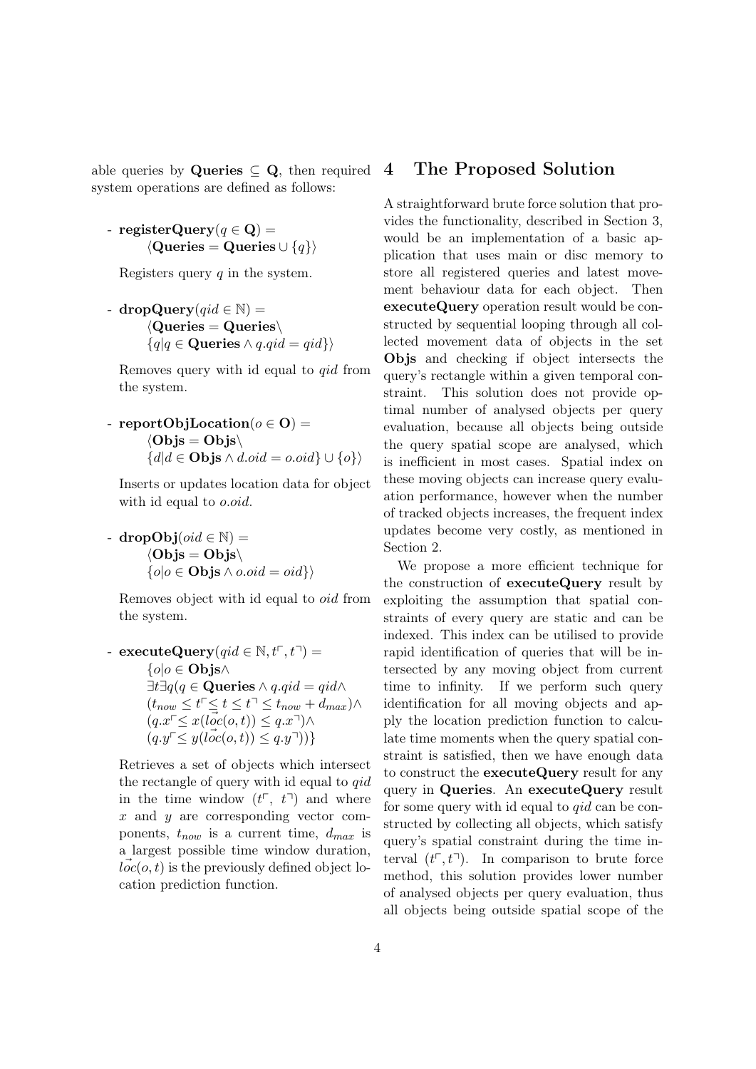able queries by **Queries** $\subseteq$ **Q**, then required system operations are defined as follows:

- **registerQuery**$(q \in \mathbf{Q}) =$
  $\langle \mathbf{Queries} = \mathbf{Queries} \cup \{q\} \rangle$

  Registers query $q$ in the system.

- **dropQuery**$(qid \in \mathbb{N}) =$
  $\langle \mathbf{Queries} = \mathbf{Queries} \backslash$
  $\{q | q \in \mathbf{Queries} \wedge q.qid = qid\} \rangle$

  Removes query with id equal to $qid$ from the system.

- **reportObjLocation**$(o \in \mathbf{O}) =$
  $\langle \mathbf{Objs} = \mathbf{Objs} \backslash$
  $\{d | d \in \mathbf{Objs} \wedge d.oid = o.oid\} \cup \{o\} \rangle$

  Inserts or updates location data for object with id equal to $o.oid$.

- **dropObj**$(oid \in \mathbb{N}) =$
  $\langle \mathbf{Objs} = \mathbf{Objs} \backslash$
  $\{o | o \in \mathbf{Objs} \wedge o.oid = oid\} \rangle$

  Removes object with id equal to $oid$ from the system.

- **executeQuery**$(qid \in \mathbb{N}, t^{\ulcorner}, t^{\urcorner}) =$
  $\{o | o \in \mathbf{Objs} \wedge$
  $\exists t \exists q (q \in \mathbf{Queries} \wedge q.qid = qid \wedge$
  $(t_{now} \leq t^{\ulcorner} \leq t \leq t^{\urcorner} \leq t_{now} + d_{max}) \wedge$
  $(q.x^{\ulcorner} \leq x(\vec{loc}(o,t)) \leq q.x^{\urcorner}) \wedge$
  $(q.y^{\ulcorner} \leq y(\vec{loc}(o,t)) \leq q.y^{\urcorner}))\}$

  Retrieves a set of objects which intersect the rectangle of query with id equal to $qid$ in the time window $(t^{\ulcorner},\ t^{\urcorner})$ and where $x$ and $y$ are corresponding vector components, $t_{now}$ is a current time, $d_{max}$ is a largest possible time window duration, $\vec{loc}(o,t)$ is the previously defined object location prediction function.

## 4 The Proposed Solution

A straightforward brute force solution that provides the functionality, described in Section 3, would be an implementation of a basic application that uses main or disc memory to store all registered queries and latest movement behaviour data for each object. Then **executeQuery** operation result would be constructed by sequential looping through all collected movement data of objects in the set **Objs** and checking if object intersects the query's rectangle within a given temporal constraint. This solution does not provide optimal number of analysed objects per query evaluation, because all objects being outside the query spatial scope are analysed, which is inefficient in most cases. Spatial index on these moving objects can increase query evaluation performance, however when the number of tracked objects increases, the frequent index updates become very costly, as mentioned in Section 2.

We propose a more efficient technique for the construction of **executeQuery** result by exploiting the assumption that spatial constraints of every query are static and can be indexed. This index can be utilised to provide rapid identification of queries that will be intersected by any moving object from current time to infinity. If we perform such query identification for all moving objects and apply the location prediction function to calculate time moments when the query spatial constraint is satisfied, then we have enough data to construct the **executeQuery** result for any query in **Queries**. An **executeQuery** result for some query with id equal to $qid$ can be constructed by collecting all objects, which satisfy query's spatial constraint during the time interval $(t^{\ulcorner}, t^{\urcorner})$. In comparison to brute force method, this solution provides lower number of analysed objects per query evaluation, thus all objects being outside spatial scope of the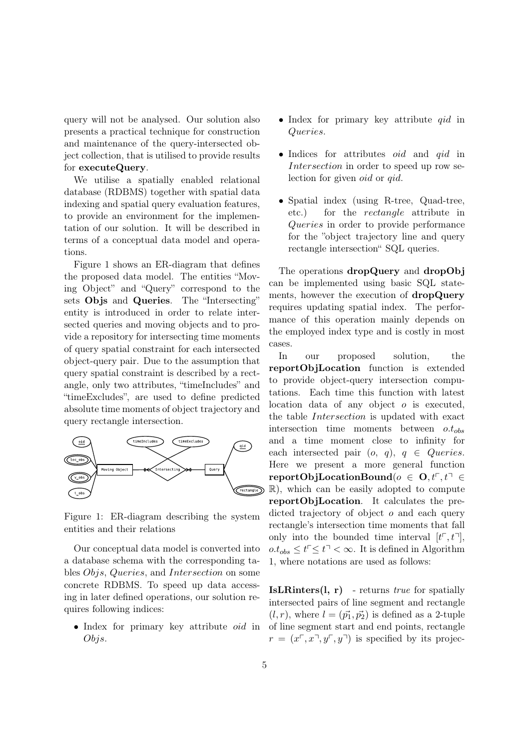query will not be analysed. Our solution also presents a practical technique for construction and maintenance of the query-intersected object collection, that is utilised to provide results for **executeQuery**.

We utilise a spatially enabled relational database (RDBMS) together with spatial data indexing and spatial query evaluation features, to provide an environment for the implementation of our solution. It will be described in terms of a conceptual data model and operations.

Figure 1 shows an ER-diagram that defines the proposed data model. The entities "Moving Object" and "Query" correspond to the sets **Objs** and **Queries**. The "Intersecting" entity is introduced in order to relate intersected queries and moving objects and to provide a repository for intersecting time moments of query spatial constraint for each intersected object-query pair. Due to the assumption that query spatial constraint is described by a rectangle, only two attributes, "timeIncludes" and "timeExcludes", are used to define predicted absolute time moments of object trajectory and query rectangle intersection.

Figure 1: ER-diagram describing the system entities and their relations

Our conceptual data model is converted into a database schema with the corresponding tables *Objs*, *Queries*, and *Intersection* on some concrete RDBMS. To speed up data accessing in later defined operations, our solution requires following indices:

- Index for primary key attribute *oid* in *Objs*.
- Index for primary key attribute *qid* in *Queries*.
- Indices for attributes *oid* and *qid* in *Intersection* in order to speed up row selection for given *oid* or *qid*.
- Spatial index (using R-tree, Quad-tree, etc.) for the *rectangle* attribute in *Queries* in order to provide performance for the "object trajectory line and query rectangle intersection" SQL queries.

The operations **dropQuery** and **dropObj** can be implemented using basic SQL statements, however the execution of **dropQuery** requires updating spatial index. The performance of this operation mainly depends on the employed index type and is costly in most cases.

In our proposed solution, the **reportObjLocation** function is extended to provide object-query intersection computations. Each time this function with latest location data of any object $o$ is executed, the table *Intersection* is updated with exact intersection time moments between $o.t_{obs}$ and a time moment close to infinity for each intersected pair $(o, q)$, $q \in Queries$. Here we present a more general function **reportObjLocationBound**($o \in \mathbf{O}, t^{\ulcorner}, t^{\urcorner} \in \mathbb{R}$), which can be easily adopted to compute **reportObjLocation**. It calculates the predicted trajectory of object $o$ and each query rectangle's intersection time moments that fall only into the bounded time interval $[t^{\ulcorner}, t^{\urcorner}]$, $o.t_{obs} \leq t^{\ulcorner} \leq t^{\urcorner} < \infty$. It is defined in Algorithm 1, where notations are used as follows:

**IsLRinters(l, r)** - returns *true* for spatially intersected pairs of line segment and rectangle $(l, r)$, where $l = (\vec{p_1}, \vec{p_2})$ is defined as a 2-tuple of line segment start and end points, rectangle $r = (x^{\ulcorner}, x^{\urcorner}, y^{\ulcorner}, y^{\urcorner})$ is specified by its projec-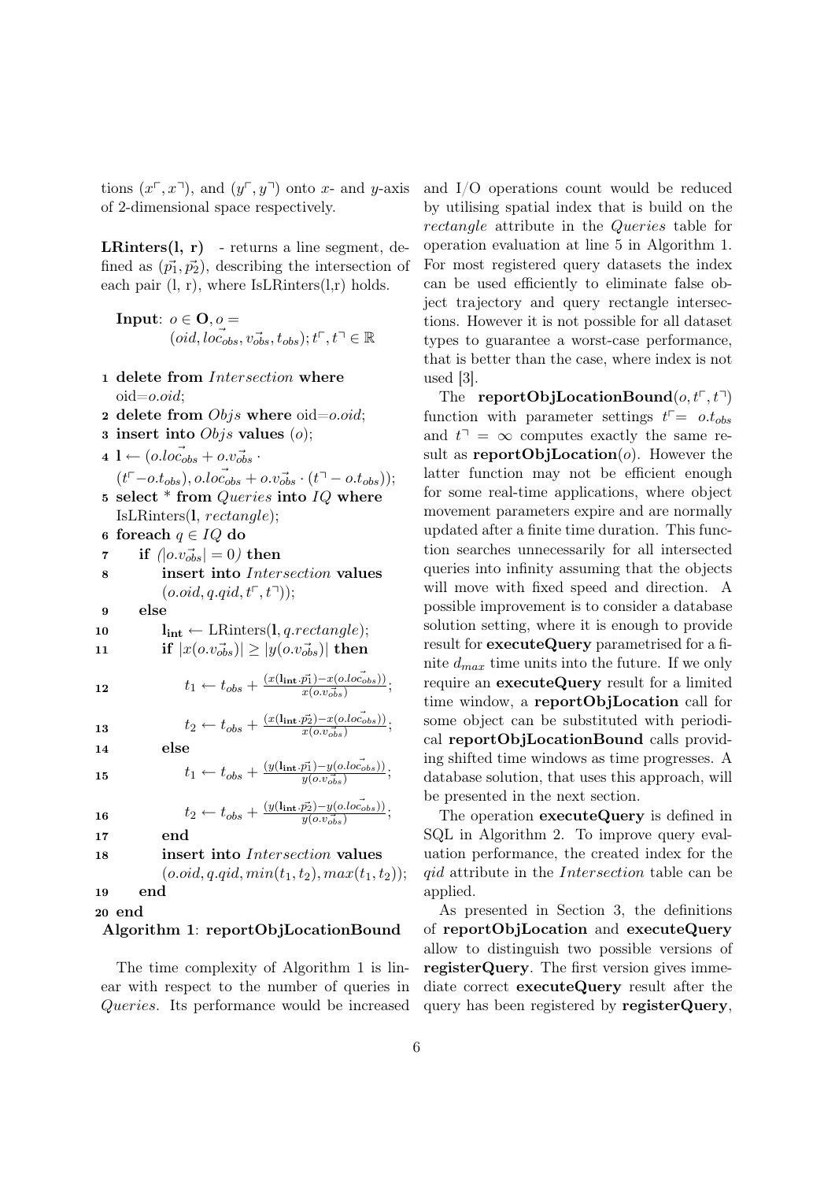tions $(x^{\ulcorner}, x^{\urcorner})$, and $(y^{\ulcorner}, y^{\urcorner})$ onto $x$- and $y$-axis of 2-dimensional space respectively.

**LRinters(l, r)** - returns a line segment, defined as $(\vec{p_1}, \vec{p_2})$, describing the intersection of each pair (l, r), where IsLRinters(l,r) holds.

```
Input: o ∈ O, o = (oid, loc⃗_obs, v⃗_obs, t_obs); t⌜, t⌝ ∈ ℝ

1  delete from Intersection where oid=o.oid;
2  delete from Objs where oid=o.oid;
3  insert into Objs values (o);
4  l ← (o.loc⃗_obs + o.v⃗_obs · (t⌜ − o.t_obs), o.loc⃗_obs + o.v⃗_obs · (t⌝ − o.t_obs));
5  select * from Queries into IQ where IsLRinters(l, rectangle);
6  foreach q ∈ IQ do
7      if (|o.v⃗_obs| = 0) then
8          insert into Intersection values (o.oid, q.qid, t⌜, t⌝));
9      else
10         l_int ← LRinters(l, q.rectangle);
11         if |x(o.v⃗_obs)| ≥ |y(o.v⃗_obs)| then
12             t1 ← t_obs + (x(l_int.p⃗1) − x(o.loc⃗_obs)) / x(o.v⃗_obs);
13             t2 ← t_obs + (x(l_int.p⃗2) − x(o.loc⃗_obs)) / x(o.v⃗_obs);
14         else
15             t1 ← t_obs + (y(l_int.p⃗1) − y(o.loc⃗_obs)) / y(o.v⃗_obs);
16             t2 ← t_obs + (y(l_int.p⃗2) − y(o.loc⃗_obs)) / y(o.v⃗_obs);
17         end
18         insert into Intersection values (o.oid, q.qid, min(t1, t2), max(t1, t2));
19     end
20 end
```

**Algorithm 1**: **reportObjLocationBound**

The time complexity of Algorithm 1 is linear with respect to the number of queries in *Queries*. Its performance would be increased and I/O operations count would be reduced by utilising spatial index that is build on the *rectangle* attribute in the *Queries* table for operation evaluation at line 5 in Algorithm 1. For most registered query datasets the index can be used efficiently to eliminate false object trajectory and query rectangle intersections. However it is not possible for all dataset types to guarantee a worst-case performance, that is better than the case, where index is not used [3].

The **reportObjLocationBound**$(o, t^{\ulcorner}, t^{\urcorner})$ function with parameter settings $t^{\ulcorner} = o.t_{obs}$ and $t^{\urcorner} = \infty$ computes exactly the same result as **reportObjLocation**$(o)$. However the latter function may not be efficient enough for some real-time applications, where object movement parameters expire and are normally updated after a finite time duration. This function searches unnecessarily for all intersected queries into infinity assuming that the objects will move with fixed speed and direction. A possible improvement is to consider a database solution setting, where it is enough to provide result for **executeQuery** parametrised for a finite $d_{max}$ time units into the future. If we only require an **executeQuery** result for a limited time window, a **reportObjLocation** call for some object can be substituted with periodical **reportObjLocationBound** calls providing shifted time windows as time progresses. A database solution, that uses this approach, will be presented in the next section.

The operation **executeQuery** is defined in SQL in Algorithm 2. To improve query evaluation performance, the created index for the *qid* attribute in the *Intersection* table can be applied.

As presented in Section 3, the definitions of **reportObjLocation** and **executeQuery** allow to distinguish two possible versions of **registerQuery**. The first version gives immediate correct **executeQuery** result after the query has been registered by **registerQuery**,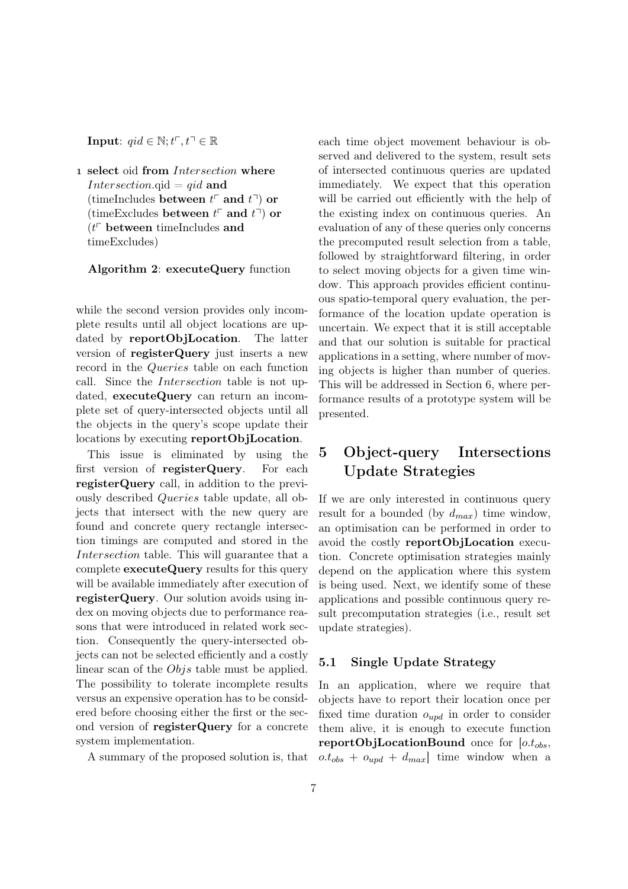**Input**: $qid \in \mathbb{N}; t^{\ulcorner}, t^{\urcorner} \in \mathbb{R}$

```
1 select oid from Intersection where
  Intersection.qid = qid and
  (timeIncludes between t⌜ and t⌝) or
  (timeExcludes between t⌜ and t⌝) or
  (t⌜ between timeIncludes and
  timeExcludes)
```

**Algorithm 2**: **executeQuery** function

while the second version provides only incomplete results until all object locations are updated by **reportObjLocation**. The latter version of **registerQuery** just inserts a new record in the *Queries* table on each function call. Since the *Intersection* table is not updated, **executeQuery** can return an incomplete set of query-intersected objects until all the objects in the query's scope update their locations by executing **reportObjLocation**.

This issue is eliminated by using the first version of **registerQuery**. For each **registerQuery** call, in addition to the previously described *Queries* table update, all objects that intersect with the new query are found and concrete query rectangle intersection timings are computed and stored in the *Intersection* table. This will guarantee that a complete **executeQuery** results for this query will be available immediately after execution of **registerQuery**. Our solution avoids using index on moving objects due to performance reasons that were introduced in related work section. Consequently the query-intersected objects can not be selected efficiently and a costly linear scan of the *Objs* table must be applied. The possibility to tolerate incomplete results versus an expensive operation has to be considered before choosing either the first or the second version of **registerQuery** for a concrete system implementation.

A summary of the proposed solution is, that each time object movement behaviour is observed and delivered to the system, result sets of intersected continuous queries are updated immediately. We expect that this operation will be carried out efficiently with the help of the existing index on continuous queries. An evaluation of any of these queries only concerns the precomputed result selection from a table, followed by straightforward filtering, in order to select moving objects for a given time window. This approach provides efficient continuous spatio-temporal query evaluation, the performance of the location update operation is uncertain. We expect that it is still acceptable and that our solution is suitable for practical applications in a setting, where number of moving objects is higher than number of queries. This will be addressed in Section 6, where performance results of a prototype system will be presented.

# 5 Object-query Intersections Update Strategies

If we are only interested in continuous query result for a bounded (by $d_{max}$) time window, an optimisation can be performed in order to avoid the costly **reportObjLocation** execution. Concrete optimisation strategies mainly depend on the application where this system is being used. Next, we identify some of these applications and possible continuous query result precomputation strategies (i.e., result set update strategies).

## 5.1 Single Update Strategy

In an application, where we require that objects have to report their location once per fixed time duration $o_{upd}$ in order to consider them alive, it is enough to execute function **reportObjLocationBound** once for $[o.t_{obs}, o.t_{obs} + o_{upd} + d_{max}]$ time window when a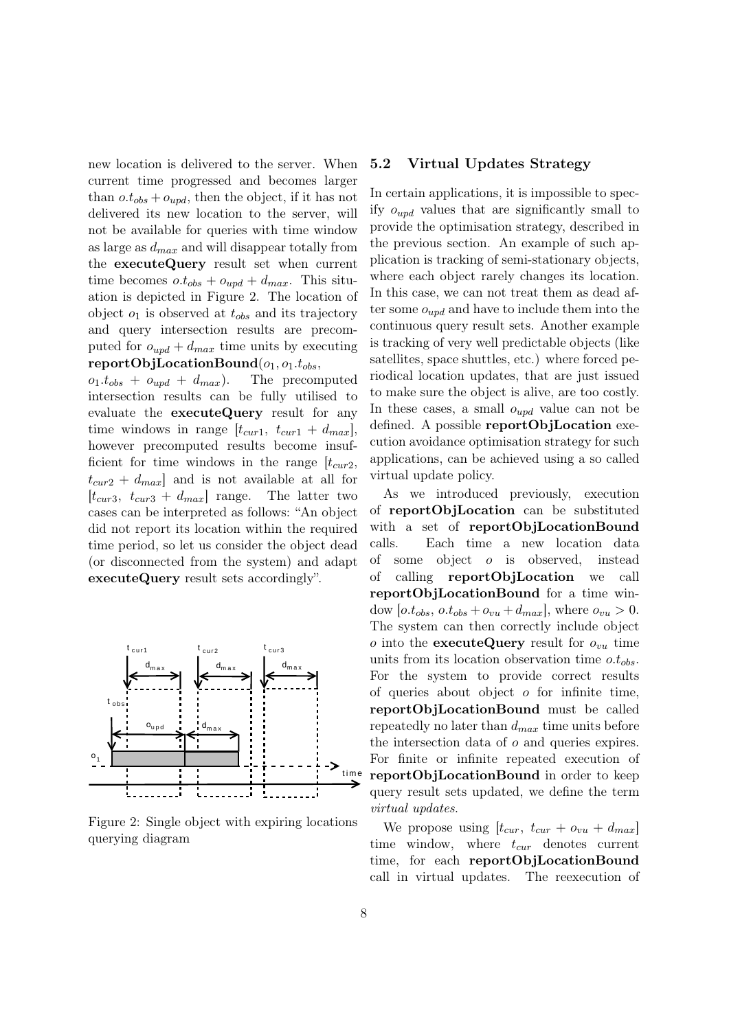new location is delivered to the server. When current time progressed and becomes larger than $o.t_{obs} + o_{upd}$, then the object, if it has not delivered its new location to the server, will not be available for queries with time window as large as $d_{max}$ and will disappear totally from the **executeQuery** result set when current time becomes $o.t_{obs} + o_{upd} + d_{max}$. This situation is depicted in Figure 2. The location of object $o_1$ is observed at $t_{obs}$ and its trajectory and query intersection results are precomputed for $o_{upd} + d_{max}$ time units by executing **reportObjLocationBound**$(o_1, o_1.t_{obs}, o_1.t_{obs} + o_{upd} + d_{max})$. The precomputed intersection results can be fully utilised to evaluate the **executeQuery** result for any time windows in range $[t_{cur1},\ t_{cur1} + d_{max}]$, however precomputed results become insufficient for time windows in the range $[t_{cur2},\ t_{cur2} + d_{max}]$ and is not available at all for $[t_{cur3},\ t_{cur3} + d_{max}]$ range. The latter two cases can be interpreted as follows: "An object did not report its location within the required time period, so let us consider the object dead (or disconnected from the system) and adapt **executeQuery** result sets accordingly".

Figure 2: Single object with expiring locations querying diagram

## 5.2 Virtual Updates Strategy

In certain applications, it is impossible to specify $o_{upd}$ values that are significantly small to provide the optimisation strategy, described in the previous section. An example of such application is tracking of semi-stationary objects, where each object rarely changes its location. In this case, we can not treat them as dead after some $o_{upd}$ and have to include them into the continuous query result sets. Another example is tracking of very well predictable objects (like satellites, space shuttles, etc.) where forced periodical location updates, that are just issued to make sure the object is alive, are too costly. In these cases, a small $o_{upd}$ value can not be defined. A possible **reportObjLocation** execution avoidance optimisation strategy for such applications, can be achieved using a so called virtual update policy.

As we introduced previously, execution of **reportObjLocation** can be substituted with a set of **reportObjLocationBound** calls. Each time a new location data of some object $o$ is observed, instead of calling **reportObjLocation** we call **reportObjLocationBound** for a time window $[o.t_{obs},\ o.t_{obs} + o_{vu} + d_{max}]$, where $o_{vu} > 0$. The system can then correctly include object $o$ into the **executeQuery** result for $o_{vu}$ time units from its location observation time $o.t_{obs}$. For the system to provide correct results of queries about object $o$ for infinite time, **reportObjLocationBound** must be called repeatedly no later than $d_{max}$ time units before the intersection data of $o$ and queries expires. For finite or infinite repeated execution of **reportObjLocationBound** in order to keep query result sets updated, we define the term *virtual updates*.

We propose using $[t_{cur},\ t_{cur} + o_{vu} + d_{max}]$ time window, where $t_{cur}$ denotes current time, for each **reportObjLocationBound** call in virtual updates. The reexecution of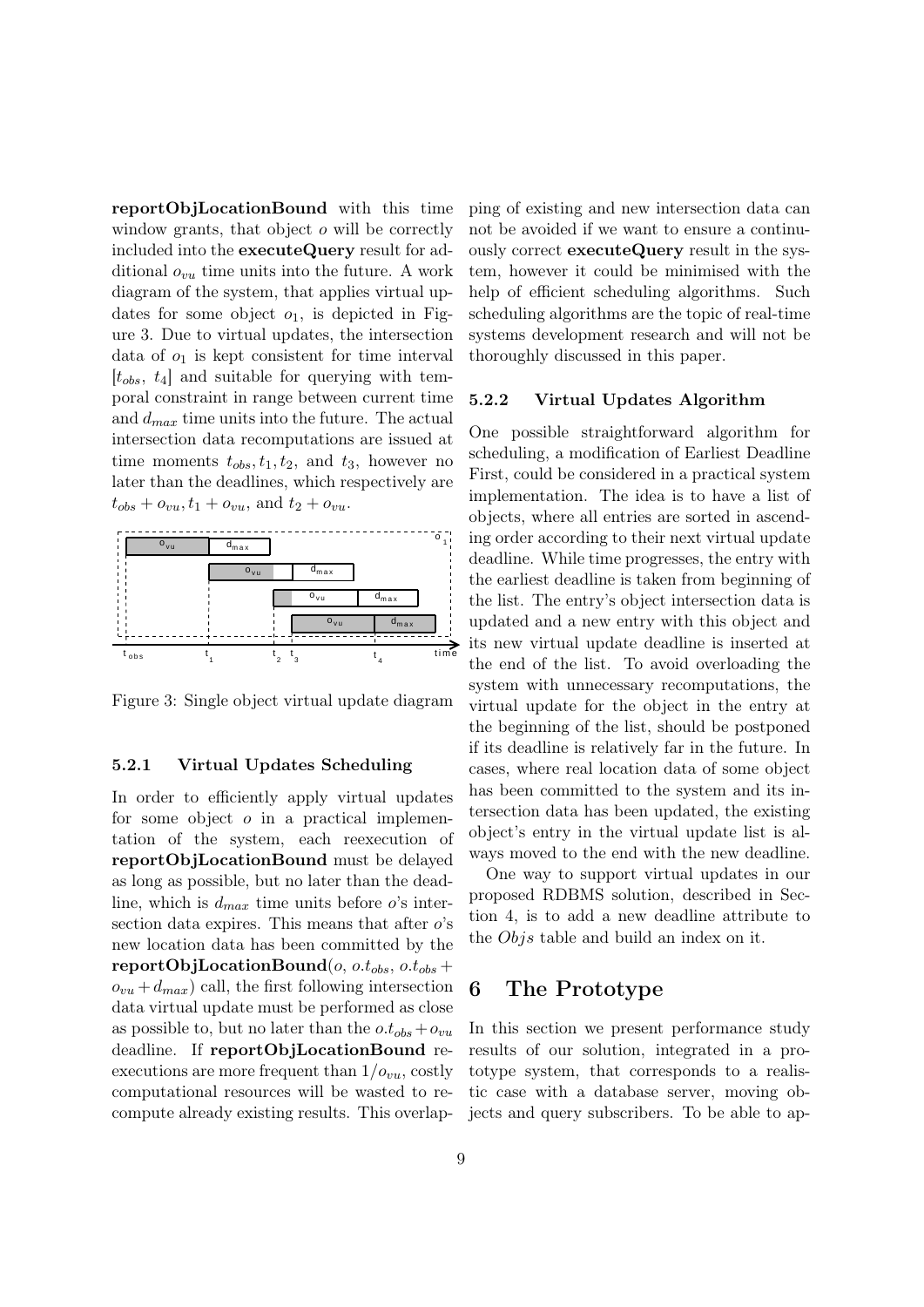**reportObjLocationBound** with this time window grants, that object $o$ will be correctly included into the **executeQuery** result for additional $o_{vu}$ time units into the future. A work diagram of the system, that applies virtual updates for some object $o_1$, is depicted in Figure 3. Due to virtual updates, the intersection data of $o_1$ is kept consistent for time interval $[t_{obs},\ t_4]$ and suitable for querying with temporal constraint in range between current time and $d_{max}$ time units into the future. The actual intersection data recomputations are issued at time moments $t_{obs}, t_1, t_2$, and $t_3$, however no later than the deadlines, which respectively are $t_{obs} + o_{vu}, t_1 + o_{vu}$, and $t_2 + o_{vu}$.

Figure 3: Single object virtual update diagram

### 5.2.1 Virtual Updates Scheduling

In order to efficiently apply virtual updates for some object $o$ in a practical implementation of the system, each reexecution of **reportObjLocationBound** must be delayed as long as possible, but no later than the deadline, which is $d_{max}$ time units before $o$'s intersection data expires. This means that after $o$'s new location data has been committed by the **reportObjLocationBound**($o$, $o.t_{obs}$, $o.t_{obs} + o_{vu} + d_{max}$) call, the first following intersection data virtual update must be performed as close as possible to, but no later than the $o.t_{obs} + o_{vu}$ deadline. If **reportObjLocationBound** reexecutions are more frequent than $1/o_{vu}$, costly computational resources will be wasted to recompute already existing results. This overlapping of existing and new intersection data can not be avoided if we want to ensure a continuously correct **executeQuery** result in the system, however it could be minimised with the help of efficient scheduling algorithms. Such scheduling algorithms are the topic of real-time systems development research and will not be thoroughly discussed in this paper.

### 5.2.2 Virtual Updates Algorithm

One possible straightforward algorithm for scheduling, a modification of Earliest Deadline First, could be considered in a practical system implementation. The idea is to have a list of objects, where all entries are sorted in ascending order according to their next virtual update deadline. While time progresses, the entry with the earliest deadline is taken from beginning of the list. The entry's object intersection data is updated and a new entry with this object and its new virtual update deadline is inserted at the end of the list. To avoid overloading the system with unnecessary recomputations, the virtual update for the object in the entry at the beginning of the list, should be postponed if its deadline is relatively far in the future. In cases, where real location data of some object has been committed to the system and its intersection data has been updated, the existing object's entry in the virtual update list is always moved to the end with the new deadline.

One way to support virtual updates in our proposed RDBMS solution, described in Section 4, is to add a new deadline attribute to the *Objs* table and build an index on it.

## 6 The Prototype

In this section we present performance study results of our solution, integrated in a prototype system, that corresponds to a realistic case with a database server, moving objects and query subscribers. To be able to ap-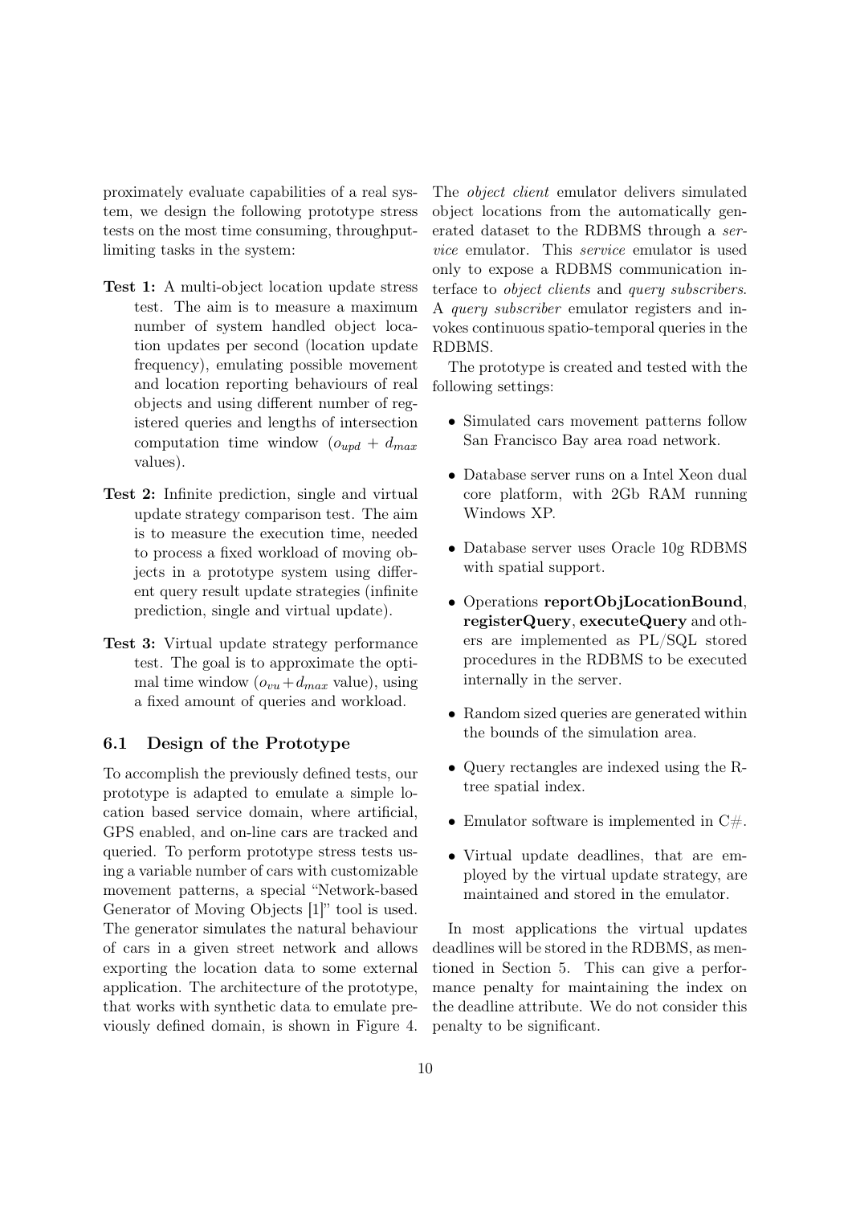proximately evaluate capabilities of a real system, we design the following prototype stress tests on the most time consuming, throughput-limiting tasks in the system:

**Test 1:** A multi-object location update stress test. The aim is to measure a maximum number of system handled object location updates per second (location update frequency), emulating possible movement and location reporting behaviours of real objects and using different number of registered queries and lengths of intersection computation time window ($o_{upd} + d_{max}$ values).

**Test 2:** Infinite prediction, single and virtual update strategy comparison test. The aim is to measure the execution time, needed to process a fixed workload of moving objects in a prototype system using different query result update strategies (infinite prediction, single and virtual update).

**Test 3:** Virtual update strategy performance test. The goal is to approximate the optimal time window ($o_{vu}+d_{max}$ value), using a fixed amount of queries and workload.

### 6.1 Design of the Prototype

To accomplish the previously defined tests, our prototype is adapted to emulate a simple location based service domain, where artificial, GPS enabled, and on-line cars are tracked and queried. To perform prototype stress tests using a variable number of cars with customizable movement patterns, a special "Network-based Generator of Moving Objects [1]" tool is used. The generator simulates the natural behaviour of cars in a given street network and allows exporting the location data to some external application. The architecture of the prototype, that works with synthetic data to emulate previously defined domain, is shown in Figure 4.

The *object client* emulator delivers simulated object locations from the automatically generated dataset to the RDBMS through a *service* emulator. This *service* emulator is used only to expose a RDBMS communication interface to *object clients* and *query subscribers*. A *query subscriber* emulator registers and invokes continuous spatio-temporal queries in the RDBMS.

The prototype is created and tested with the following settings:

- Simulated cars movement patterns follow San Francisco Bay area road network.
- Database server runs on a Intel Xeon dual core platform, with 2Gb RAM running Windows XP.
- Database server uses Oracle 10g RDBMS with spatial support.
- Operations **reportObjLocationBound**, **registerQuery**, **executeQuery** and others are implemented as PL/SQL stored procedures in the RDBMS to be executed internally in the server.
- Random sized queries are generated within the bounds of the simulation area.
- Query rectangles are indexed using the R-tree spatial index.
- Emulator software is implemented in C#.
- Virtual update deadlines, that are employed by the virtual update strategy, are maintained and stored in the emulator.

In most applications the virtual updates deadlines will be stored in the RDBMS, as mentioned in Section 5. This can give a performance penalty for maintaining the index on the deadline attribute. We do not consider this penalty to be significant.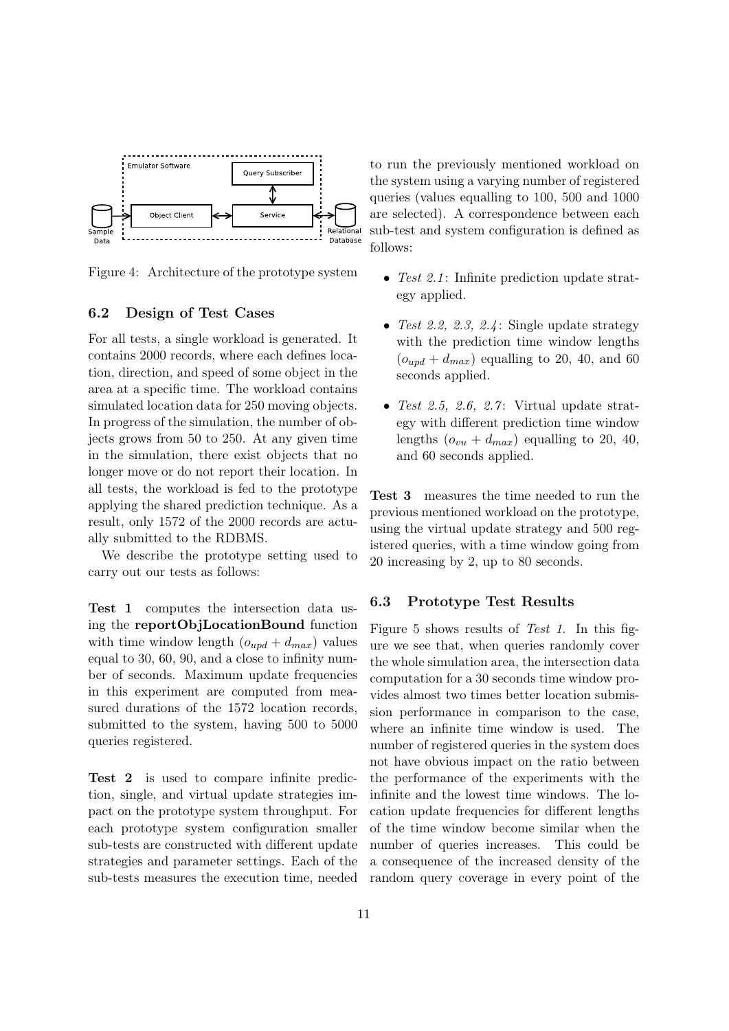Figure 4: Architecture of the prototype system

### 6.2 Design of Test Cases

For all tests, a single workload is generated. It contains 2000 records, where each defines location, direction, and speed of some object in the area at a specific time. The workload contains simulated location data for 250 moving objects. In progress of the simulation, the number of objects grows from 50 to 250. At any given time in the simulation, there exist objects that no longer move or do not report their location. In all tests, the workload is fed to the prototype applying the shared prediction technique. As a result, only 1572 of the 2000 records are actually submitted to the RDBMS.

We describe the prototype setting used to carry out our tests as follows:

**Test 1** computes the intersection data using the **reportObjLocationBound** function with time window length ($o_{upd} + d_{max}$) values equal to 30, 60, 90, and a close to infinity number of seconds. Maximum update frequencies in this experiment are computed from measured durations of the 1572 location records, submitted to the system, having 500 to 5000 queries registered.

**Test 2** is used to compare infinite prediction, single, and virtual update strategies impact on the prototype system throughput. For each prototype system configuration smaller sub-tests are constructed with different update strategies and parameter settings. Each of the sub-tests measures the execution time, needed to run the previously mentioned workload on the system using a varying number of registered queries (values equalling to 100, 500 and 1000 are selected). A correspondence between each sub-test and system configuration is defined as follows:

- *Test 2.1*: Infinite prediction update strategy applied.
- *Test 2.2, 2.3, 2.4*: Single update strategy with the prediction time window lengths ($o_{upd} + d_{max}$) equalling to 20, 40, and 60 seconds applied.
- *Test 2.5, 2.6, 2.7*: Virtual update strategy with different prediction time window lengths ($o_{vu} + d_{max}$) equalling to 20, 40, and 60 seconds applied.

**Test 3** measures the time needed to run the previous mentioned workload on the prototype, using the virtual update strategy and 500 registered queries, with a time window going from 20 increasing by 2, up to 80 seconds.

### 6.3 Prototype Test Results

Figure 5 shows results of *Test 1*. In this figure we see that, when queries randomly cover the whole simulation area, the intersection data computation for a 30 seconds time window provides almost two times better location submission performance in comparison to the case, where an infinite time window is used. The number of registered queries in the system does not have obvious impact on the ratio between the performance of the experiments with the infinite and the lowest time windows. The location update frequencies for different lengths of the time window become similar when the number of queries increases. This could be a consequence of the increased density of the random query coverage in every point of the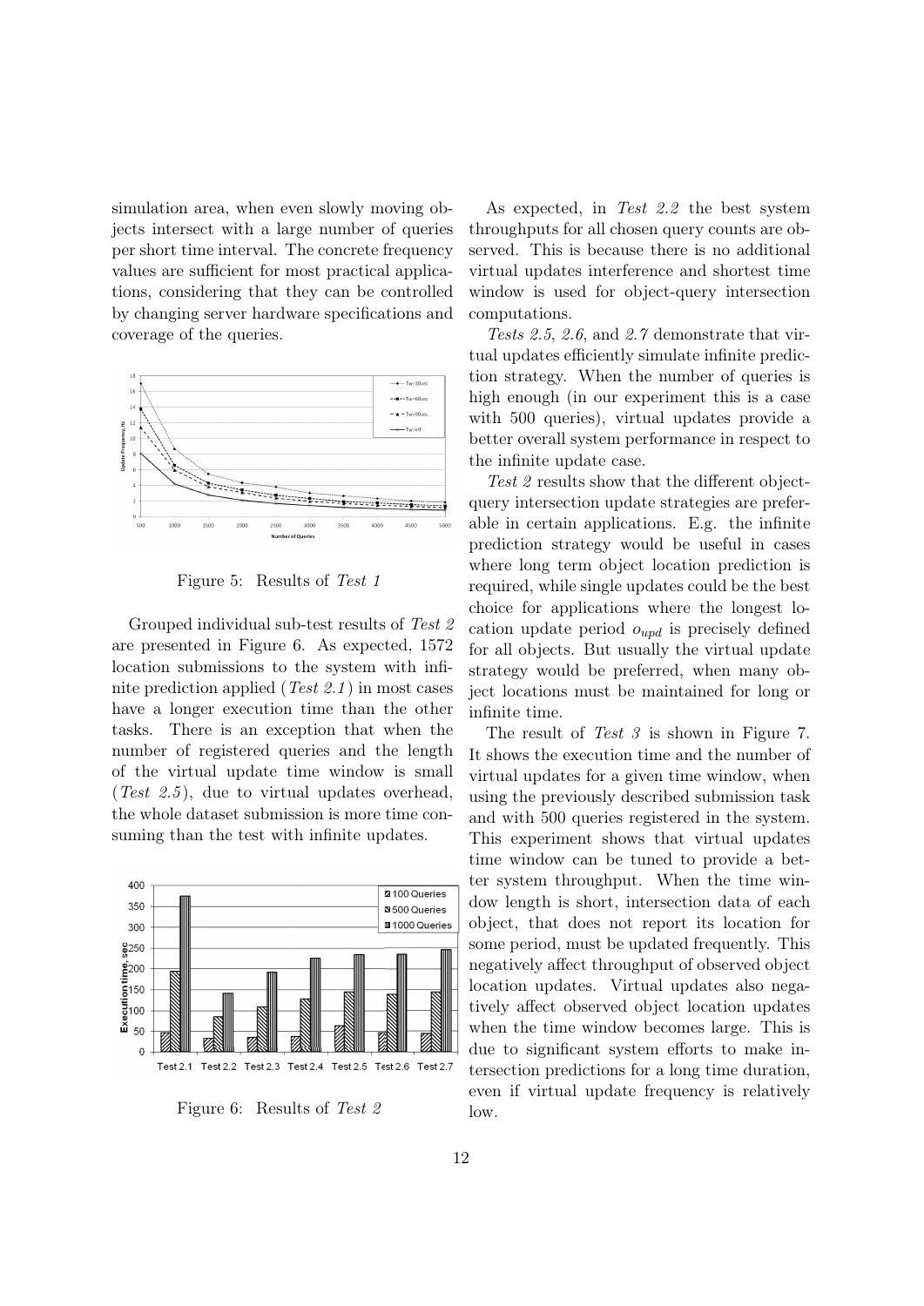simulation area, when even slowly moving objects intersect with a large number of queries per short time interval. The concrete frequency values are sufficient for most practical applications, considering that they can be controlled by changing server hardware specifications and coverage of the queries.

Figure 5: Results of *Test 1*

Grouped individual sub-test results of *Test 2* are presented in Figure 6. As expected, 1572 location submissions to the system with infinite prediction applied (*Test 2.1*) in most cases have a longer execution time than the other tasks. There is an exception that when the number of registered queries and the length of the virtual update time window is small (*Test 2.5*), due to virtual updates overhead, the whole dataset submission is more time consuming than the test with infinite updates.

Figure 6: Results of *Test 2*

As expected, in *Test 2.2* the best system throughputs for all chosen query counts are observed. This is because there is no additional virtual updates interference and shortest time window is used for object-query intersection computations.

*Tests 2.5*, *2.6*, and *2.7* demonstrate that virtual updates efficiently simulate infinite prediction strategy. When the number of queries is high enough (in our experiment this is a case with 500 queries), virtual updates provide a better overall system performance in respect to the infinite update case.

*Test 2* results show that the different object-query intersection update strategies are preferable in certain applications. E.g. the infinite prediction strategy would be useful in cases where long term object location prediction is required, while single updates could be the best choice for applications where the longest location update period $o_{upd}$ is precisely defined for all objects. But usually the virtual update strategy would be preferred, when many object locations must be maintained for long or infinite time.

The result of *Test 3* is shown in Figure 7. It shows the execution time and the number of virtual updates for a given time window, when using the previously described submission task and with 500 queries registered in the system. This experiment shows that virtual updates time window can be tuned to provide a better system throughput. When the time window length is short, intersection data of each object, that does not report its location for some period, must be updated frequently. This negatively affect throughput of observed object location updates. Virtual updates also negatively affect observed object location updates when the time window becomes large. This is due to significant system efforts to make intersection predictions for a long time duration, even if virtual update frequency is relatively low.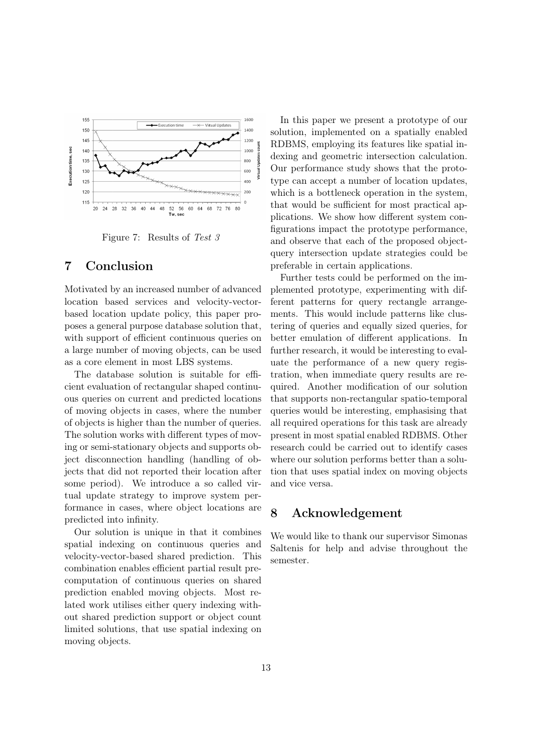Figure 7: Results of *Test 3*

## 7 Conclusion

Motivated by an increased number of advanced location based services and velocity-vector-based location update policy, this paper proposes a general purpose database solution that, with support of efficient continuous queries on a large number of moving objects, can be used as a core element in most LBS systems.

The database solution is suitable for efficient evaluation of rectangular shaped continuous queries on current and predicted locations of moving objects in cases, where the number of objects is higher than the number of queries. The solution works with different types of moving or semi-stationary objects and supports object disconnection handling (handling of objects that did not reported their location after some period). We introduce a so called virtual update strategy to improve system performance in cases, where object locations are predicted into infinity.

Our solution is unique in that it combines spatial indexing on continuous queries and velocity-vector-based shared prediction. This combination enables efficient partial result precomputation of continuous queries on shared prediction enabled moving objects. Most related work utilises either query indexing without shared prediction support or object count limited solutions, that use spatial indexing on moving objects.

In this paper we present a prototype of our solution, implemented on a spatially enabled RDBMS, employing its features like spatial indexing and geometric intersection calculation. Our performance study shows that the prototype can accept a number of location updates, which is a bottleneck operation in the system, that would be sufficient for most practical applications. We show how different system configurations impact the prototype performance, and observe that each of the proposed object-query intersection update strategies could be preferable in certain applications.

Further tests could be performed on the implemented prototype, experimenting with different patterns for query rectangle arrangements. This would include patterns like clustering of queries and equally sized queries, for better emulation of different applications. In further research, it would be interesting to evaluate the performance of a new query registration, when immediate query results are required. Another modification of our solution that supports non-rectangular spatio-temporal queries would be interesting, emphasising that all required operations for this task are already present in most spatial enabled RDBMS. Other research could be carried out to identify cases where our solution performs better than a solution that uses spatial index on moving objects and vice versa.

## 8 Acknowledgement

We would like to thank our supervisor Simonas Saltenis for help and advise throughout the semester.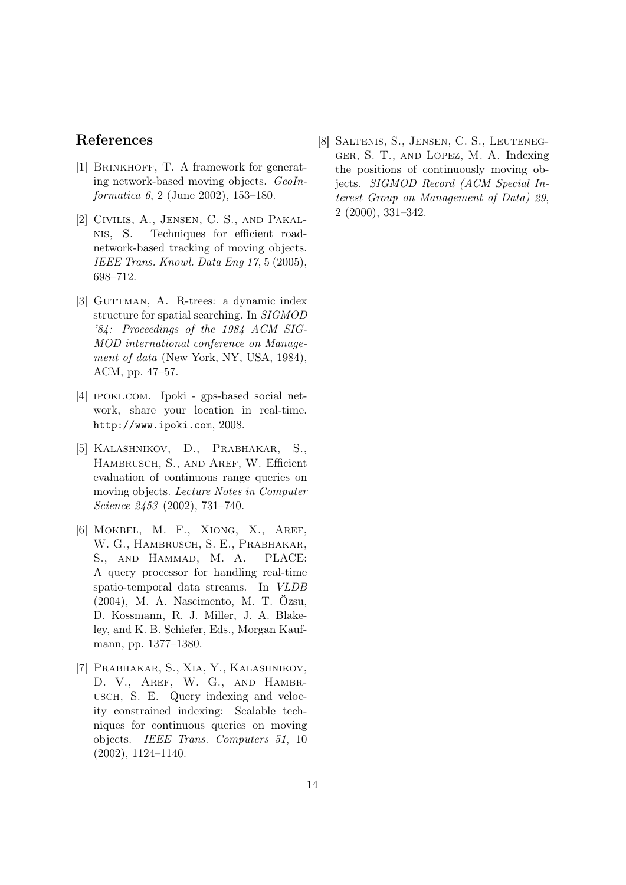## References

[1] Brinkhoff, T. A framework for generating network-based moving objects. *GeoInformatica 6*, 2 (June 2002), 153–180.

[2] Civilis, A., Jensen, C. S., and Pakalnis, S. Techniques for efficient road-network-based tracking of moving objects. *IEEE Trans. Knowl. Data Eng 17*, 5 (2005), 698–712.

[3] Guttman, A. R-trees: a dynamic index structure for spatial searching. In *SIGMOD '84: Proceedings of the 1984 ACM SIGMOD international conference on Management of data* (New York, NY, USA, 1984), ACM, pp. 47–57.

[4] ipoki.com. Ipoki - gps-based social network, share your location in real-time. http://www.ipoki.com, 2008.

[5] Kalashnikov, D., Prabhakar, S., Hambrusch, S., and Aref, W. Efficient evaluation of continuous range queries on moving objects. *Lecture Notes in Computer Science 2453* (2002), 731–740.

[6] Mokbel, M. F., Xiong, X., Aref, W. G., Hambrusch, S. E., Prabhakar, S., and Hammad, M. A. PLACE: A query processor for handling real-time spatio-temporal data streams. In *VLDB* (2004), M. A. Nascimento, M. T. Özsu, D. Kossmann, R. J. Miller, J. A. Blakeley, and K. B. Schiefer, Eds., Morgan Kaufmann, pp. 1377–1380.

[7] Prabhakar, S., Xia, Y., Kalashnikov, D. V., Aref, W. G., and Hambrusch, S. E. Query indexing and velocity constrained indexing: Scalable techniques for continuous queries on moving objects. *IEEE Trans. Computers 51*, 10 (2002), 1124–1140.

[8] Saltenis, S., Jensen, C. S., Leutenegger, S. T., and Lopez, M. A. Indexing the positions of continuously moving objects. *SIGMOD Record (ACM Special Interest Group on Management of Data) 29*, 2 (2000), 331–342.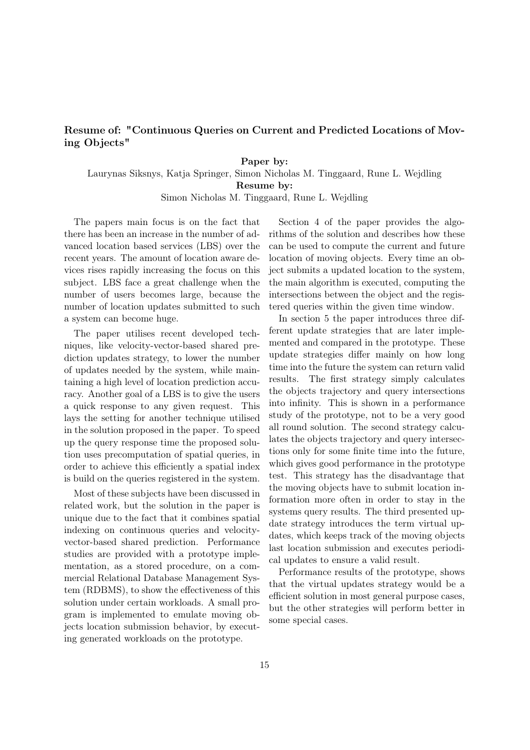**Resume of: "Continuous Queries on Current and Predicted Locations of Moving Objects"**

**Paper by:**

Laurynas Siksnys, Katja Springer, Simon Nicholas M. Tinggaard, Rune L. Wejdling

**Resume by:**

Simon Nicholas M. Tinggaard, Rune L. Wejdling

The papers main focus is on the fact that there has been an increase in the number of advanced location based services (LBS) over the recent years. The amount of location aware devices rises rapidly increasing the focus on this subject. LBS face a great challenge when the number of users becomes large, because the number of location updates submitted to such a system can become huge.

The paper utilises recent developed techniques, like velocity-vector-based shared prediction updates strategy, to lower the number of updates needed by the system, while maintaining a high level of location prediction accuracy. Another goal of a LBS is to give the users a quick response to any given request. This lays the setting for another technique utilised in the solution proposed in the paper. To speed up the query response time the proposed solution uses precomputation of spatial queries, in order to achieve this efficiently a spatial index is build on the queries registered in the system.

Most of these subjects have been discussed in related work, but the solution in the paper is unique due to the fact that it combines spatial indexing on continuous queries and velocity-vector-based shared prediction. Performance studies are provided with a prototype implementation, as a stored procedure, on a commercial Relational Database Management System (RDBMS), to show the effectiveness of this solution under certain workloads. A small program is implemented to emulate moving objects location submission behavior, by executing generated workloads on the prototype.

Section 4 of the paper provides the algorithms of the solution and describes how these can be used to compute the current and future location of moving objects. Every time an object submits a updated location to the system, the main algorithm is executed, computing the intersections between the object and the registered queries within the given time window.

In section 5 the paper introduces three different update strategies that are later implemented and compared in the prototype. These update strategies differ mainly on how long time into the future the system can return valid results. The first strategy simply calculates the objects trajectory and query intersections into infinity. This is shown in a performance study of the prototype, not to be a very good all round solution. The second strategy calculates the objects trajectory and query intersections only for some finite time into the future, which gives good performance in the prototype test. This strategy has the disadvantage that the moving objects have to submit location information more often in order to stay in the systems query results. The third presented update strategy introduces the term virtual updates, which keeps track of the moving objects last location submission and executes periodical updates to ensure a valid result.

Performance results of the prototype, shows that the virtual updates strategy would be a efficient solution in most general purpose cases, but the other strategies will perform better in some special cases.